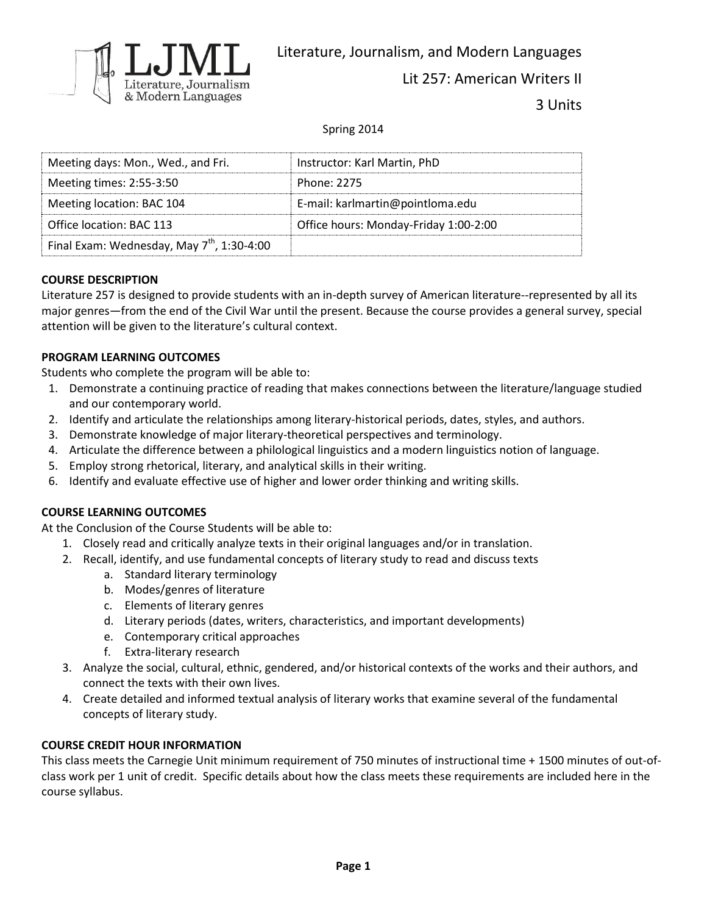LJML Literature, Journalism & Modern Languages

Literature, Journalism, and Modern Languages

Lit 257: American Writers II

3 Units

Spring 2014

| Meeting days: Mon., Wed., and Fri. | Instructor: Karl Martin, PhD |
|---|---|
| Meeting times: 2:55-3:50 | Phone: 2275 |
| Meeting location: BAC 104 | E-mail: karlmartin@pointloma.edu |
| Office location: BAC 113 | Office hours: Monday-Friday 1:00-2:00 |
| Final Exam: Wednesday, May 7th, 1:30-4:00 | |

**COURSE DESCRIPTION**

Literature 257 is designed to provide students with an in-depth survey of American literature--represented by all its major genres—from the end of the Civil War until the present. Because the course provides a general survey, special attention will be given to the literature's cultural context.

**PROGRAM LEARNING OUTCOMES**

Students who complete the program will be able to:

1. Demonstrate a continuing practice of reading that makes connections between the literature/language studied and our contemporary world.
2. Identify and articulate the relationships among literary-historical periods, dates, styles, and authors.
3. Demonstrate knowledge of major literary-theoretical perspectives and terminology.
4. Articulate the difference between a philological linguistics and a modern linguistics notion of language.
5. Employ strong rhetorical, literary, and analytical skills in their writing.
6. Identify and evaluate effective use of higher and lower order thinking and writing skills.

**COURSE LEARNING OUTCOMES**

At the Conclusion of the Course Students will be able to:

1. Closely read and critically analyze texts in their original languages and/or in translation.
2. Recall, identify, and use fundamental concepts of literary study to read and discuss texts
   a. Standard literary terminology
   b. Modes/genres of literature
   c. Elements of literary genres
   d. Literary periods (dates, writers, characteristics, and important developments)
   e. Contemporary critical approaches
   f. Extra-literary research
3. Analyze the social, cultural, ethnic, gendered, and/or historical contexts of the works and their authors, and connect the texts with their own lives.
4. Create detailed and informed textual analysis of literary works that examine several of the fundamental concepts of literary study.

**COURSE CREDIT HOUR INFORMATION**

This class meets the Carnegie Unit minimum requirement of 750 minutes of instructional time + 1500 minutes of out-of-class work per 1 unit of credit. Specific details about how the class meets these requirements are included here in the course syllabus.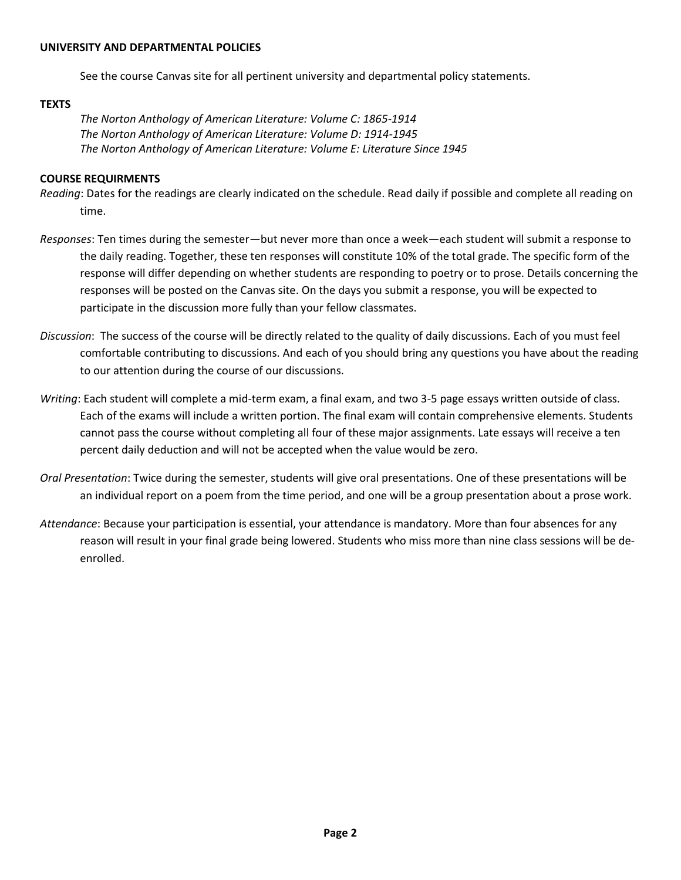**UNIVERSITY AND DEPARTMENTAL POLICIES**

See the course Canvas site for all pertinent university and departmental policy statements.

**TEXTS**

*The Norton Anthology of American Literature: Volume C: 1865-1914*
*The Norton Anthology of American Literature: Volume D: 1914-1945*
*The Norton Anthology of American Literature: Volume E: Literature Since 1945*

**COURSE REQUIRMENTS**

*Reading*: Dates for the readings are clearly indicated on the schedule. Read daily if possible and complete all reading on time.

*Responses*: Ten times during the semester—but never more than once a week—each student will submit a response to the daily reading. Together, these ten responses will constitute 10% of the total grade. The specific form of the response will differ depending on whether students are responding to poetry or to prose. Details concerning the responses will be posted on the Canvas site. On the days you submit a response, you will be expected to participate in the discussion more fully than your fellow classmates.

*Discussion*: The success of the course will be directly related to the quality of daily discussions. Each of you must feel comfortable contributing to discussions. And each of you should bring any questions you have about the reading to our attention during the course of our discussions.

*Writing*: Each student will complete a mid-term exam, a final exam, and two 3-5 page essays written outside of class. Each of the exams will include a written portion. The final exam will contain comprehensive elements. Students cannot pass the course without completing all four of these major assignments. Late essays will receive a ten percent daily deduction and will not be accepted when the value would be zero.

*Oral Presentation*: Twice during the semester, students will give oral presentations. One of these presentations will be an individual report on a poem from the time period, and one will be a group presentation about a prose work.

*Attendance*: Because your participation is essential, your attendance is mandatory. More than four absences for any reason will result in your final grade being lowered. Students who miss more than nine class sessions will be de-enrolled.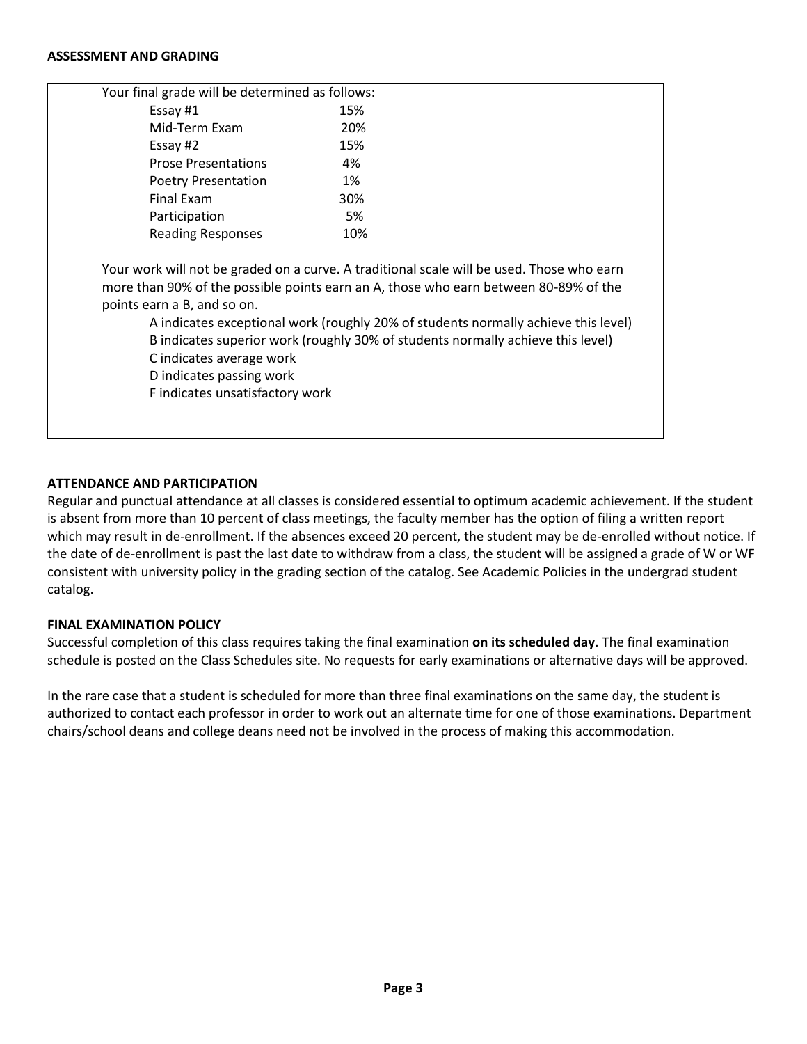**ASSESSMENT AND GRADING**

Your final grade will be determined as follows:

| Component | Weight |
| --- | --- |
| Essay #1 | 15% |
| Mid-Term Exam | 20% |
| Essay #2 | 15% |
| Prose Presentations | 4% |
| Poetry Presentation | 1% |
| Final Exam | 30% |
| Participation | 5% |
| Reading Responses | 10% |

Your work will not be graded on a curve. A traditional scale will be used. Those who earn more than 90% of the possible points earn an A, those who earn between 80-89% of the points earn a B, and so on.

- A indicates exceptional work (roughly 20% of students normally achieve this level)
- B indicates superior work (roughly 30% of students normally achieve this level)
- C indicates average work
- D indicates passing work
- F indicates unsatisfactory work

**ATTENDANCE AND PARTICIPATION**

Regular and punctual attendance at all classes is considered essential to optimum academic achievement. If the student is absent from more than 10 percent of class meetings, the faculty member has the option of filing a written report which may result in de-enrollment. If the absences exceed 20 percent, the student may be de-enrolled without notice. If the date of de-enrollment is past the last date to withdraw from a class, the student will be assigned a grade of W or WF consistent with university policy in the grading section of the catalog. See Academic Policies in the undergrad student catalog.

**FINAL EXAMINATION POLICY**

Successful completion of this class requires taking the final examination **on its scheduled day**. The final examination schedule is posted on the Class Schedules site. No requests for early examinations or alternative days will be approved.

In the rare case that a student is scheduled for more than three final examinations on the same day, the student is authorized to contact each professor in order to work out an alternate time for one of those examinations. Department chairs/school deans and college deans need not be involved in the process of making this accommodation.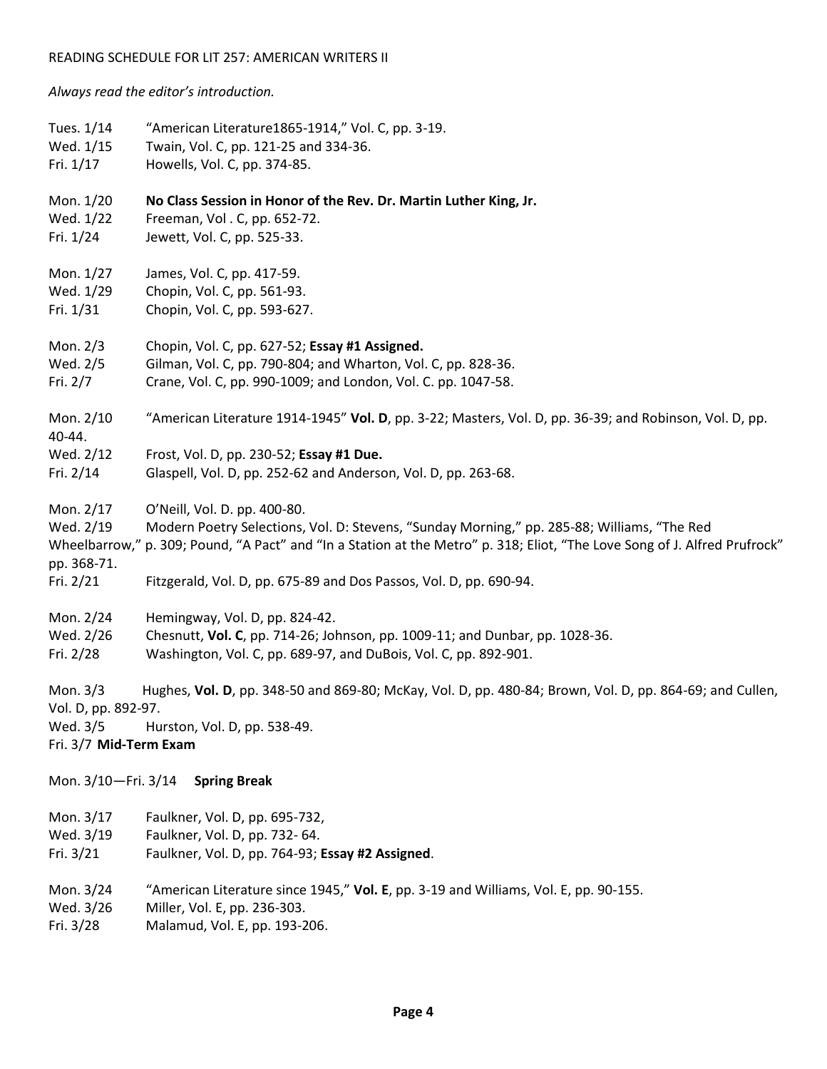READING SCHEDULE FOR LIT 257: AMERICAN WRITERS II

*Always read the editor's introduction.*

Tues. 1/14 "American Literature1865-1914," Vol. C, pp. 3-19.
Wed. 1/15 Twain, Vol. C, pp. 121-25 and 334-36.
Fri. 1/17 Howells, Vol. C, pp. 374-85.

Mon. 1/20 **No Class Session in Honor of the Rev. Dr. Martin Luther King, Jr.**
Wed. 1/22 Freeman, Vol . C, pp. 652-72.
Fri. 1/24 Jewett, Vol. C, pp. 525-33.

Mon. 1/27 James, Vol. C, pp. 417-59.
Wed. 1/29 Chopin, Vol. C, pp. 561-93.
Fri. 1/31 Chopin, Vol. C, pp. 593-627.

Mon. 2/3 Chopin, Vol. C, pp. 627-52; **Essay #1 Assigned.**
Wed. 2/5 Gilman, Vol. C, pp. 790-804; and Wharton, Vol. C, pp. 828-36.
Fri. 2/7 Crane, Vol. C, pp. 990-1009; and London, Vol. C. pp. 1047-58.

Mon. 2/10 "American Literature 1914-1945" **Vol. D**, pp. 3-22; Masters, Vol. D, pp. 36-39; and Robinson, Vol. D, pp. 40-44.
Wed. 2/12 Frost, Vol. D, pp. 230-52; **Essay #1 Due.**
Fri. 2/14 Glaspell, Vol. D, pp. 252-62 and Anderson, Vol. D, pp. 263-68.

Mon. 2/17 O'Neill, Vol. D. pp. 400-80.
Wed. 2/19 Modern Poetry Selections, Vol. D: Stevens, "Sunday Morning," pp. 285-88; Williams, "The Red Wheelbarrow," p. 309; Pound, "A Pact" and "In a Station at the Metro" p. 318; Eliot, "The Love Song of J. Alfred Prufrock" pp. 368-71.
Fri. 2/21 Fitzgerald, Vol. D, pp. 675-89 and Dos Passos, Vol. D, pp. 690-94.

Mon. 2/24 Hemingway, Vol. D, pp. 824-42.
Wed. 2/26 Chesnutt, **Vol. C**, pp. 714-26; Johnson, pp. 1009-11; and Dunbar, pp. 1028-36.
Fri. 2/28 Washington, Vol. C, pp. 689-97, and DuBois, Vol. C, pp. 892-901.

Mon. 3/3 Hughes, **Vol. D**, pp. 348-50 and 869-80; McKay, Vol. D, pp. 480-84; Brown, Vol. D, pp. 864-69; and Cullen, Vol. D, pp. 892-97.
Wed. 3/5 Hurston, Vol. D, pp. 538-49.
Fri. 3/7 **Mid-Term Exam**

Mon. 3/10—Fri. 3/14 **Spring Break**

Mon. 3/17 Faulkner, Vol. D, pp. 695-732,
Wed. 3/19 Faulkner, Vol. D, pp. 732- 64.
Fri. 3/21 Faulkner, Vol. D, pp. 764-93; **Essay #2 Assigned**.

Mon. 3/24 "American Literature since 1945," **Vol. E**, pp. 3-19 and Williams, Vol. E, pp. 90-155.
Wed. 3/26 Miller, Vol. E, pp. 236-303.
Fri. 3/28 Malamud, Vol. E, pp. 193-206.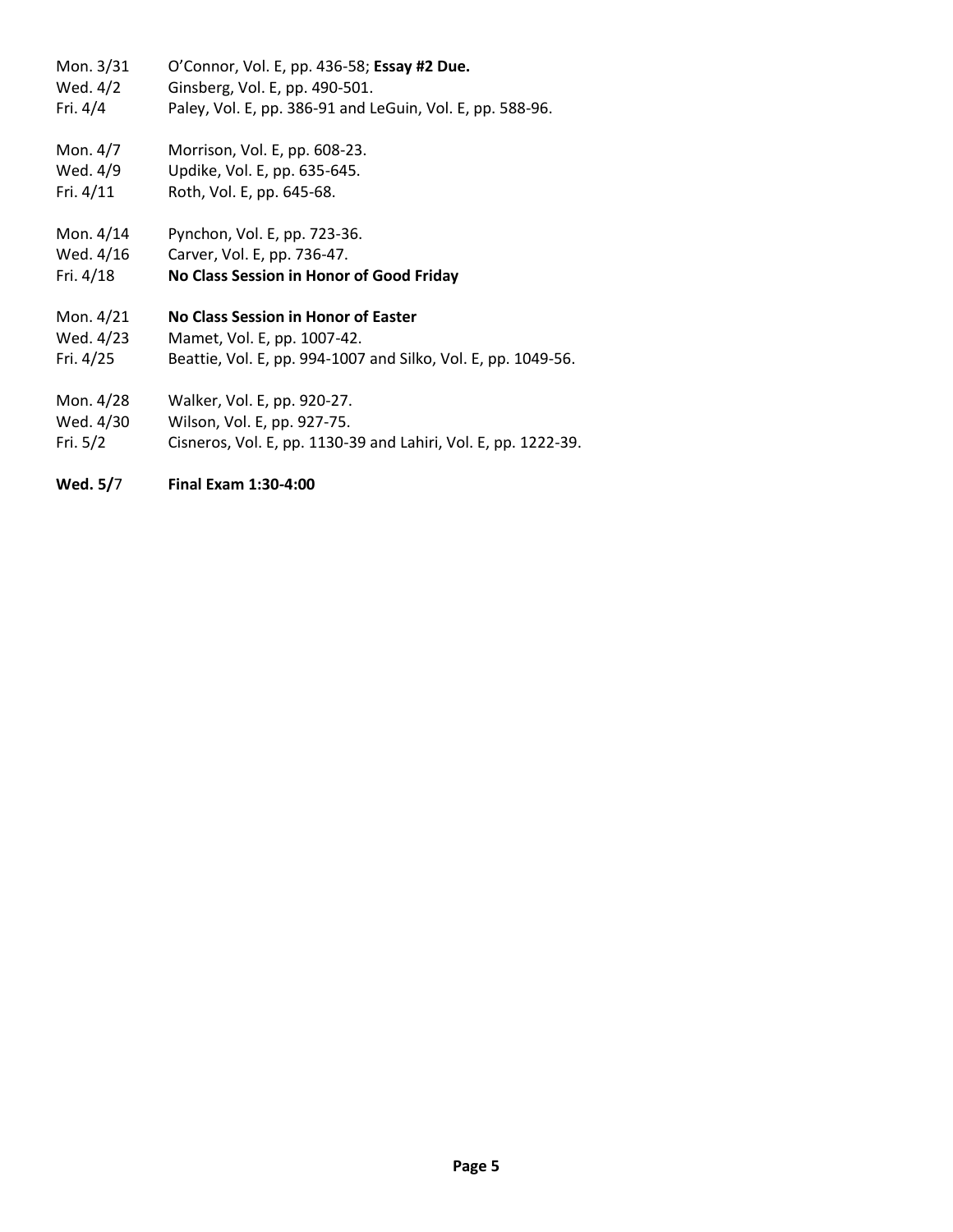| | |
|---|---|
| Mon. 3/31 | O'Connor, Vol. E, pp. 436-58; **Essay #2 Due.** |
| Wed. 4/2 | Ginsberg, Vol. E, pp. 490-501. |
| Fri. 4/4 | Paley, Vol. E, pp. 386-91 and LeGuin, Vol. E, pp. 588-96. |
| Mon. 4/7 | Morrison, Vol. E, pp. 608-23. |
| Wed. 4/9 | Updike, Vol. E, pp. 635-645. |
| Fri. 4/11 | Roth, Vol. E, pp. 645-68. |
| Mon. 4/14 | Pynchon, Vol. E, pp. 723-36. |
| Wed. 4/16 | Carver, Vol. E, pp. 736-47. |
| Fri. 4/18 | **No Class Session in Honor of Good Friday** |
| Mon. 4/21 | **No Class Session in Honor of Easter** |
| Wed. 4/23 | Mamet, Vol. E, pp. 1007-42. |
| Fri. 4/25 | Beattie, Vol. E, pp. 994-1007 and Silko, Vol. E, pp. 1049-56. |
| Mon. 4/28 | Walker, Vol. E, pp. 920-27. |
| Wed. 4/30 | Wilson, Vol. E, pp. 927-75. |
| Fri. 5/2 | Cisneros, Vol. E, pp. 1130-39 and Lahiri, Vol. E, pp. 1222-39. |
| **Wed. 5/**7 | **Final Exam 1:30-4:00** |